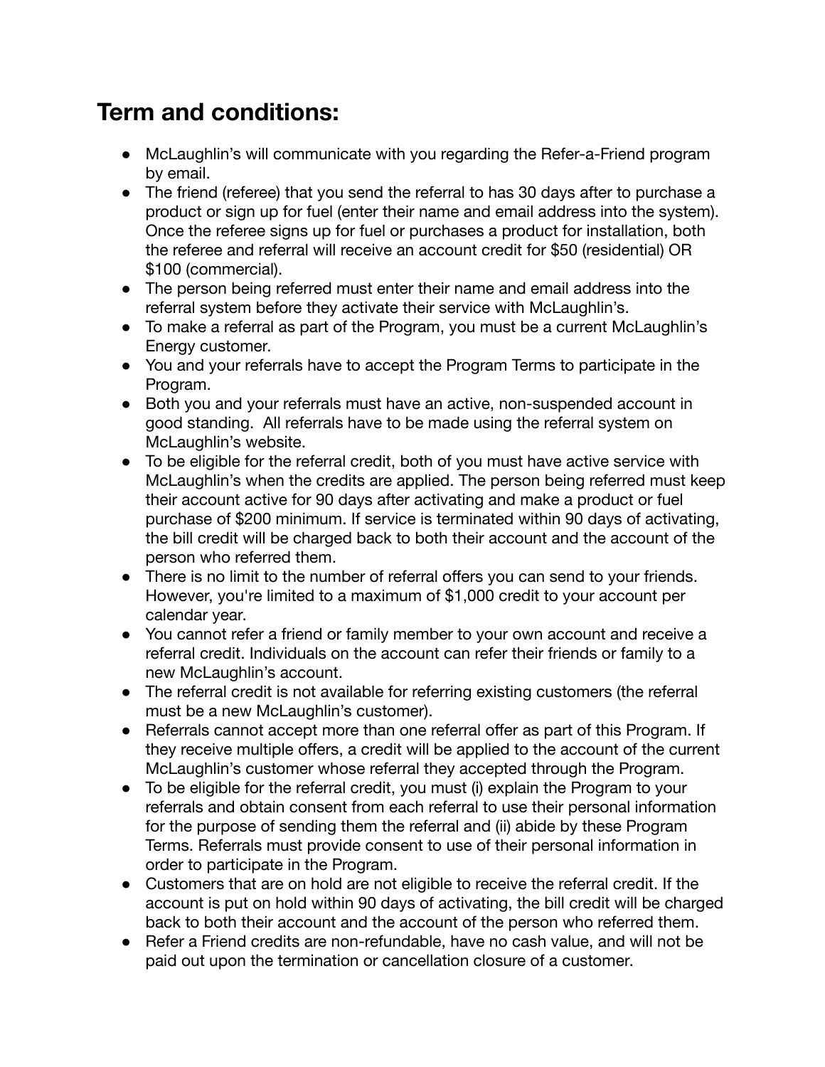## Term and conditions:

- McLaughlin's will communicate with you regarding the Refer-a-Friend program by email.
- The friend (referee) that you send the referral to has 30 days after to purchase a product or sign up for fuel (enter their name and email address into the system). Once the referee signs up for fuel or purchases a product for installation, both the referee and referral will receive an account credit for $50 (residential) OR $100 (commercial).
- The person being referred must enter their name and email address into the referral system before they activate their service with McLaughlin's.
- To make a referral as part of the Program, you must be a current McLaughlin's Energy customer.
- You and your referrals have to accept the Program Terms to participate in the Program.
- Both you and your referrals must have an active, non-suspended account in good standing. All referrals have to be made using the referral system on McLaughlin's website.
- To be eligible for the referral credit, both of you must have active service with McLaughlin's when the credits are applied. The person being referred must keep their account active for 90 days after activating and make a product or fuel purchase of $200 minimum. If service is terminated within 90 days of activating, the bill credit will be charged back to both their account and the account of the person who referred them.
- There is no limit to the number of referral offers you can send to your friends. However, you're limited to a maximum of $1,000 credit to your account per calendar year.
- You cannot refer a friend or family member to your own account and receive a referral credit. Individuals on the account can refer their friends or family to a new McLaughlin's account.
- The referral credit is not available for referring existing customers (the referral must be a new McLaughlin's customer).
- Referrals cannot accept more than one referral offer as part of this Program. If they receive multiple offers, a credit will be applied to the account of the current McLaughlin's customer whose referral they accepted through the Program.
- To be eligible for the referral credit, you must (i) explain the Program to your referrals and obtain consent from each referral to use their personal information for the purpose of sending them the referral and (ii) abide by these Program Terms. Referrals must provide consent to use of their personal information in order to participate in the Program.
- Customers that are on hold are not eligible to receive the referral credit. If the account is put on hold within 90 days of activating, the bill credit will be charged back to both their account and the account of the person who referred them.
- Refer a Friend credits are non-refundable, have no cash value, and will not be paid out upon the termination or cancellation closure of a customer.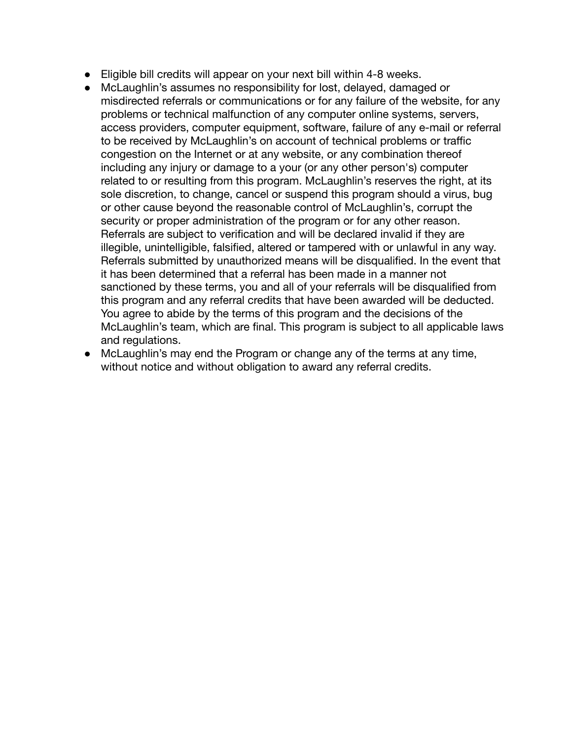- Eligible bill credits will appear on your next bill within 4-8 weeks.
- McLaughlin's assumes no responsibility for lost, delayed, damaged or misdirected referrals or communications or for any failure of the website, for any problems or technical malfunction of any computer online systems, servers, access providers, computer equipment, software, failure of any e-mail or referral to be received by McLaughlin's on account of technical problems or traffic congestion on the Internet or at any website, or any combination thereof including any injury or damage to a your (or any other person's) computer related to or resulting from this program. McLaughlin's reserves the right, at its sole discretion, to change, cancel or suspend this program should a virus, bug or other cause beyond the reasonable control of McLaughlin's, corrupt the security or proper administration of the program or for any other reason. Referrals are subject to verification and will be declared invalid if they are illegible, unintelligible, falsified, altered or tampered with or unlawful in any way. Referrals submitted by unauthorized means will be disqualified. In the event that it has been determined that a referral has been made in a manner not sanctioned by these terms, you and all of your referrals will be disqualified from this program and any referral credits that have been awarded will be deducted. You agree to abide by the terms of this program and the decisions of the McLaughlin's team, which are final. This program is subject to all applicable laws and regulations.
- McLaughlin's may end the Program or change any of the terms at any time, without notice and without obligation to award any referral credits.